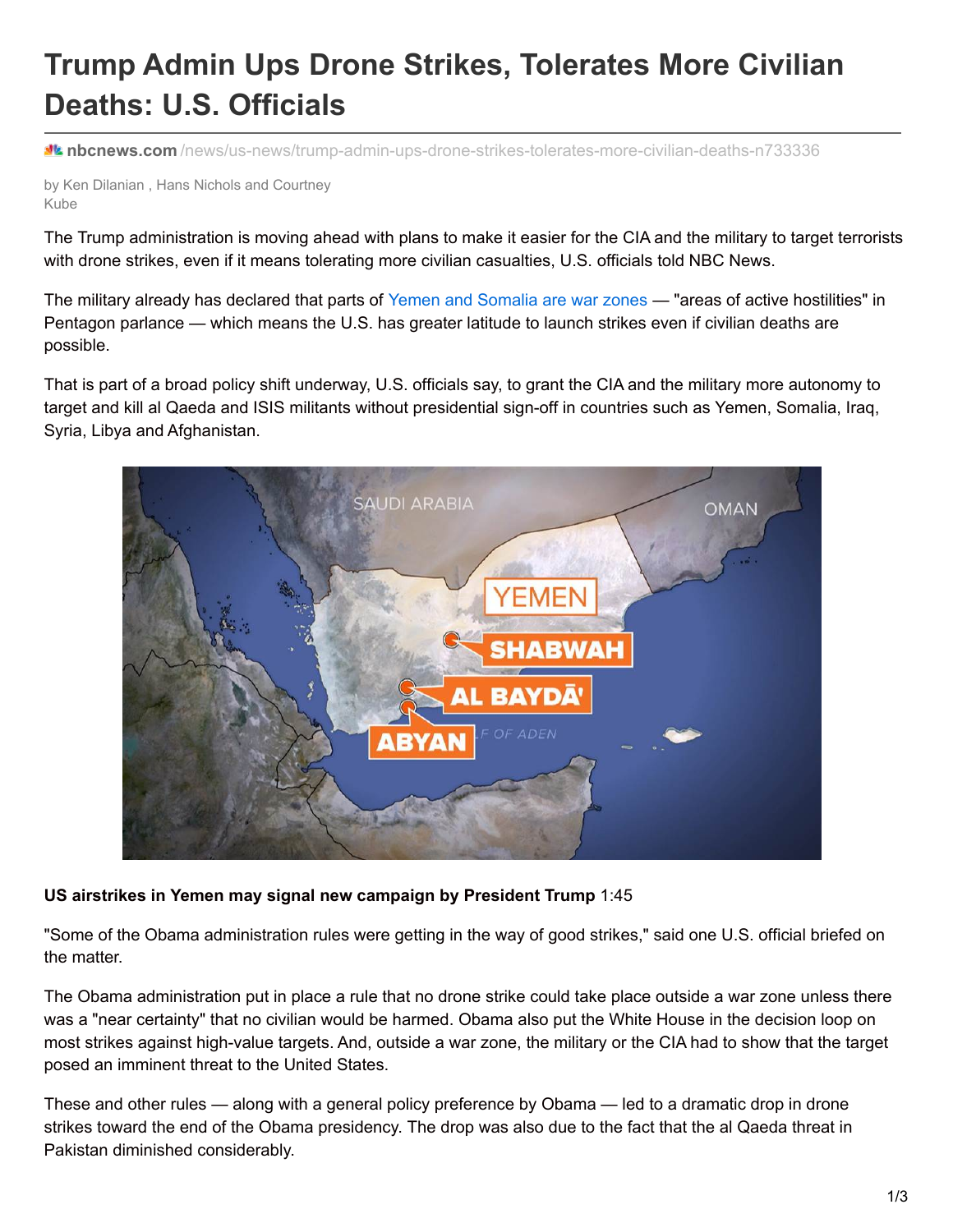# Trump Admin Ups Drone Strikes, Tolerates More Civilian Deaths: U.S. Officials

**nbcnews.com** /news/us-news/trump-admin-ups-drone-strikes-tolerates-more-civilian-deaths-n733336

by Ken Dilanian , Hans Nichols and Courtney Kube

The Trump administration is moving ahead with plans to make it easier for the CIA and the military to target terrorists with drone strikes, even if it means tolerating more civilian casualties, U.S. officials told NBC News.

The military already has declared that parts of Yemen and Somalia are war zones — "areas of active hostilities" in Pentagon parlance — which means the U.S. has greater latitude to launch strikes even if civilian deaths are possible.

That is part of a broad policy shift underway, U.S. officials say, to grant the CIA and the military more autonomy to target and kill al Qaeda and ISIS militants without presidential sign-off in countries such as Yemen, Somalia, Iraq, Syria, Libya and Afghanistan.

**US airstrikes in Yemen may signal new campaign by President Trump** 1:45

"Some of the Obama administration rules were getting in the way of good strikes," said one U.S. official briefed on the matter.

The Obama administration put in place a rule that no drone strike could take place outside a war zone unless there was a "near certainty" that no civilian would be harmed. Obama also put the White House in the decision loop on most strikes against high-value targets. And, outside a war zone, the military or the CIA had to show that the target posed an imminent threat to the United States.

These and other rules — along with a general policy preference by Obama — led to a dramatic drop in drone strikes toward the end of the Obama presidency. The drop was also due to the fact that the al Qaeda threat in Pakistan diminished considerably.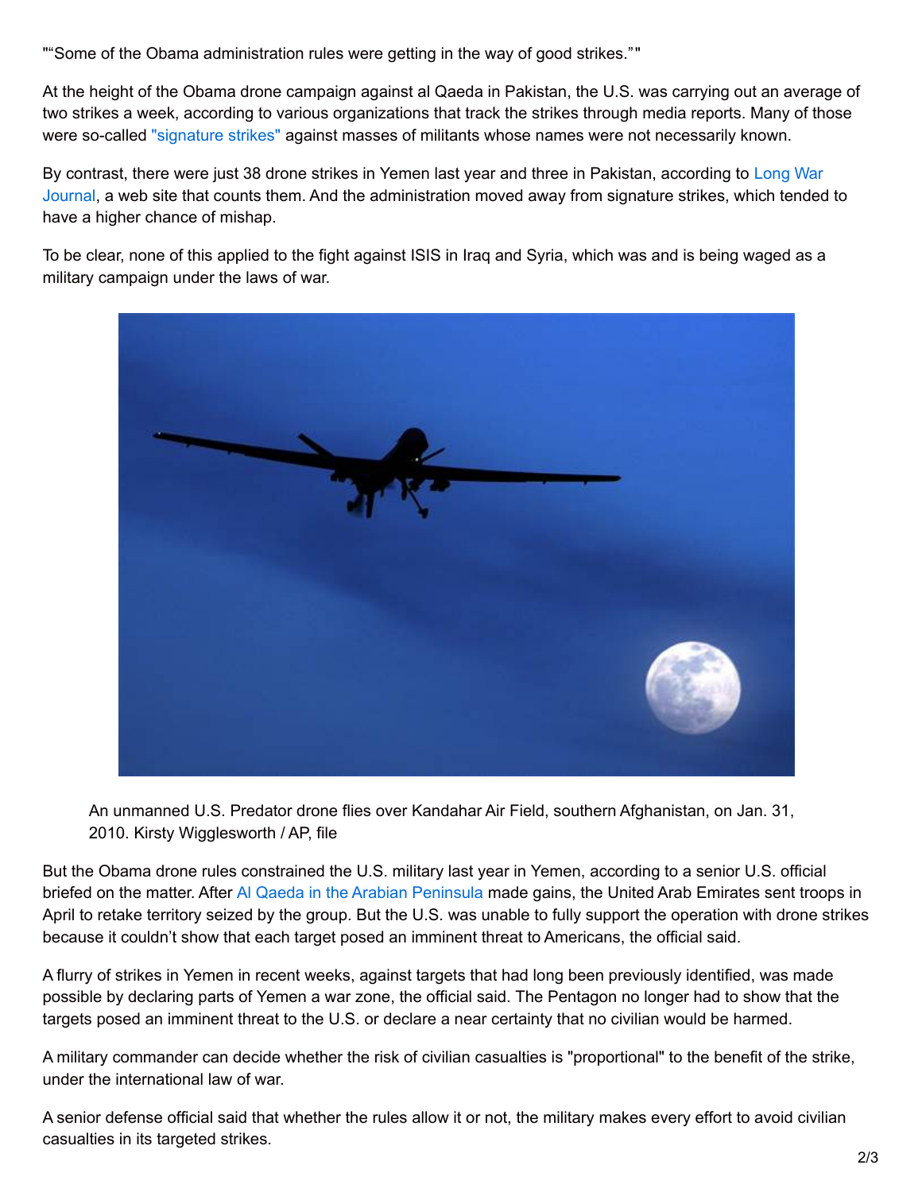"“Some of the Obama administration rules were getting in the way of good strikes.”"

At the height of the Obama drone campaign against al Qaeda in Pakistan, the U.S. was carrying out an average of two strikes a week, according to various organizations that track the strikes through media reports. Many of those were so-called "signature strikes" against masses of militants whose names were not necessarily known.

By contrast, there were just 38 drone strikes in Yemen last year and three in Pakistan, according to Long War Journal, a web site that counts them. And the administration moved away from signature strikes, which tended to have a higher chance of mishap.

To be clear, none of this applied to the fight against ISIS in Iraq and Syria, which was and is being waged as a military campaign under the laws of war.

An unmanned U.S. Predator drone flies over Kandahar Air Field, southern Afghanistan, on Jan. 31, 2010. Kirsty Wigglesworth / AP, file

But the Obama drone rules constrained the U.S. military last year in Yemen, according to a senior U.S. official briefed on the matter. After Al Qaeda in the Arabian Peninsula made gains, the United Arab Emirates sent troops in April to retake territory seized by the group. But the U.S. was unable to fully support the operation with drone strikes because it couldn’t show that each target posed an imminent threat to Americans, the official said.

A flurry of strikes in Yemen in recent weeks, against targets that had long been previously identified, was made possible by declaring parts of Yemen a war zone, the official said. The Pentagon no longer had to show that the targets posed an imminent threat to the U.S. or declare a near certainty that no civilian would be harmed.

A military commander can decide whether the risk of civilian casualties is "proportional" to the benefit of the strike, under the international law of war.

A senior defense official said that whether the rules allow it or not, the military makes every effort to avoid civilian casualties in its targeted strikes.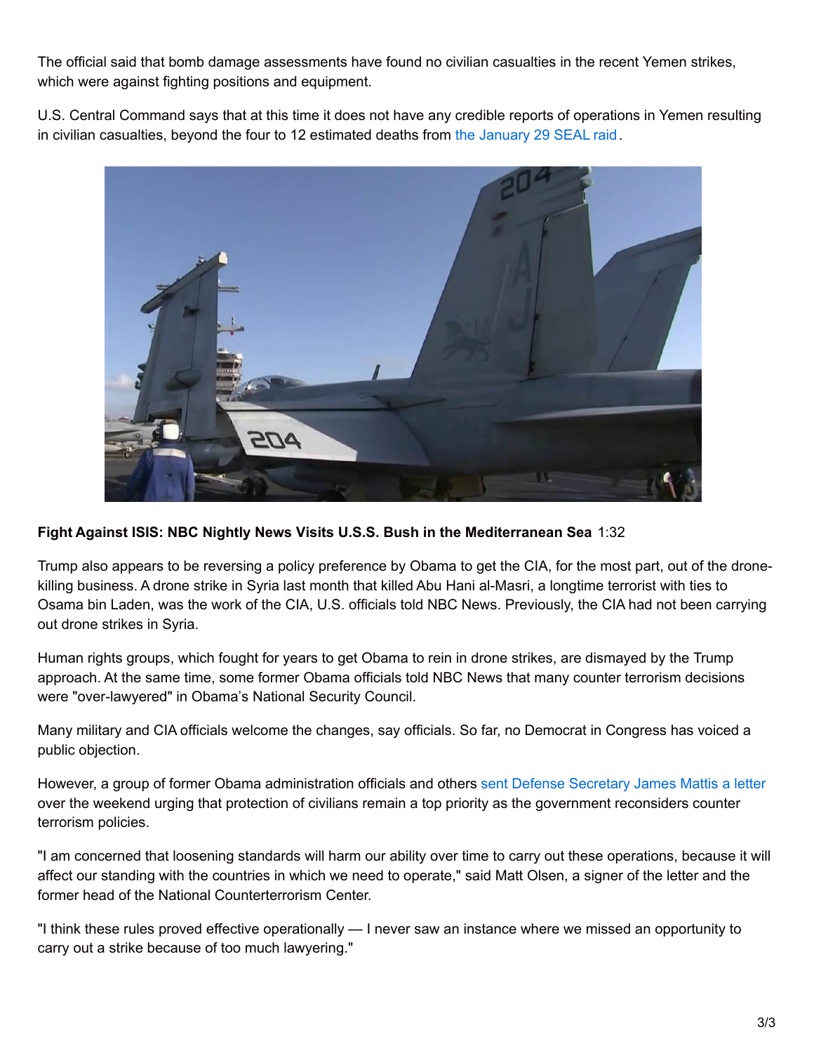The official said that bomb damage assessments have found no civilian casualties in the recent Yemen strikes, which were against fighting positions and equipment.

U.S. Central Command says that at this time it does not have any credible reports of operations in Yemen resulting in civilian casualties, beyond the four to 12 estimated deaths from the January 29 SEAL raid.

**Fight Against ISIS: NBC Nightly News Visits U.S.S. Bush in the Mediterranean Sea** 1:32

Trump also appears to be reversing a policy preference by Obama to get the CIA, for the most part, out of the drone-killing business. A drone strike in Syria last month that killed Abu Hani al-Masri, a longtime terrorist with ties to Osama bin Laden, was the work of the CIA, U.S. officials told NBC News. Previously, the CIA had not been carrying out drone strikes in Syria.

Human rights groups, which fought for years to get Obama to rein in drone strikes, are dismayed by the Trump approach. At the same time, some former Obama officials told NBC News that many counter terrorism decisions were "over-lawyered" in Obama's National Security Council.

Many military and CIA officials welcome the changes, say officials. So far, no Democrat in Congress has voiced a public objection.

However, a group of former Obama administration officials and others sent Defense Secretary James Mattis a letter over the weekend urging that protection of civilians remain a top priority as the government reconsiders counter terrorism policies.

"I am concerned that loosening standards will harm our ability over time to carry out these operations, because it will affect our standing with the countries in which we need to operate," said Matt Olsen, a signer of the letter and the former head of the National Counterterrorism Center.

"I think these rules proved effective operationally — I never saw an instance where we missed an opportunity to carry out a strike because of too much lawyering."